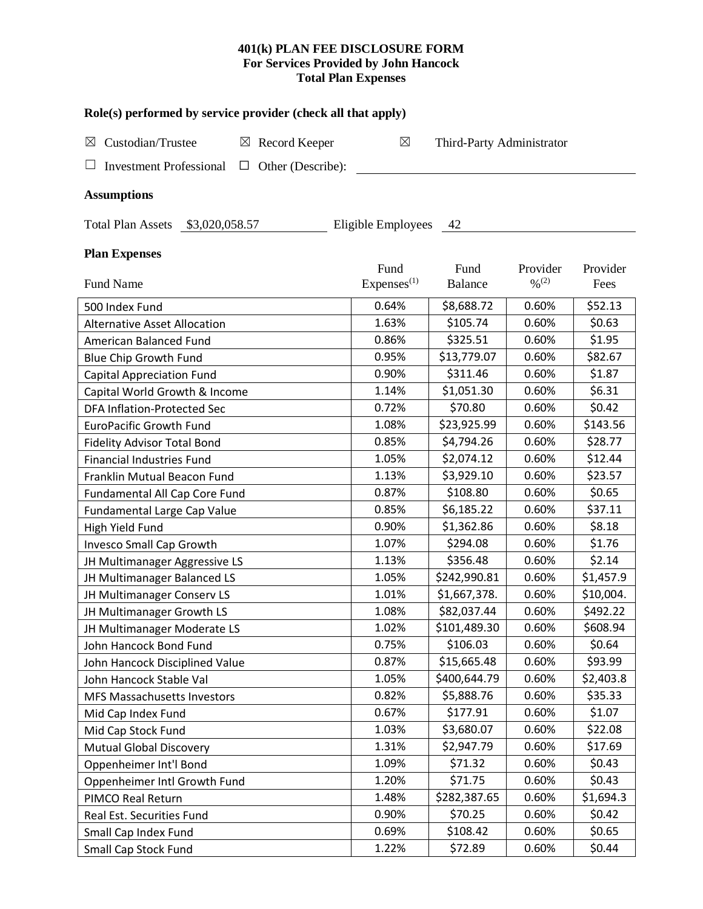**401(k) PLAN FEE DISCLOSURE FORM**
**For Services Provided by John Hancock**
**Total Plan Expenses**

### Role(s) performed by service provider (check all that apply)

☒ Custodian/Trustee ☒ Record Keeper ☒ Third-Party Administrator

☐ Investment Professional ☐ Other (Describe): ______________________

### Assumptions

Total Plan Assets $3,020,058.57 Eligible Employees 42

### Plan Expenses

| Fund Name | Fund Expenses[(1)] | Fund Balance | Provider %[(2)] | Provider Fees |
|---|---|---|---|---|
| 500 Index Fund | 0.64% | $8,688.72 | 0.60% | $52.13 |
| Alternative Asset Allocation | 1.63% | $105.74 | 0.60% | $0.63 |
| American Balanced Fund | 0.86% | $325.51 | 0.60% | $1.95 |
| Blue Chip Growth Fund | 0.95% | $13,779.07 | 0.60% | $82.67 |
| Capital Appreciation Fund | 0.90% | $311.46 | 0.60% | $1.87 |
| Capital World Growth & Income | 1.14% | $1,051.30 | 0.60% | $6.31 |
| DFA Inflation-Protected Sec | 0.72% | $70.80 | 0.60% | $0.42 |
| EuroPacific Growth Fund | 1.08% | $23,925.99 | 0.60% | $143.56 |
| Fidelity Advisor Total Bond | 0.85% | $4,794.26 | 0.60% | $28.77 |
| Financial Industries Fund | 1.05% | $2,074.12 | 0.60% | $12.44 |
| Franklin Mutual Beacon Fund | 1.13% | $3,929.10 | 0.60% | $23.57 |
| Fundamental All Cap Core Fund | 0.87% | $108.80 | 0.60% | $0.65 |
| Fundamental Large Cap Value | 0.85% | $6,185.22 | 0.60% | $37.11 |
| High Yield Fund | 0.90% | $1,362.86 | 0.60% | $8.18 |
| Invesco Small Cap Growth | 1.07% | $294.08 | 0.60% | $1.76 |
| JH Multimanager Aggressive LS | 1.13% | $356.48 | 0.60% | $2.14 |
| JH Multimanager Balanced LS | 1.05% | $242,990.81 | 0.60% | $1,457.9 |
| JH Multimanager Conserv LS | 1.01% | $1,667,378. | 0.60% | $10,004. |
| JH Multimanager Growth LS | 1.08% | $82,037.44 | 0.60% | $492.22 |
| JH Multimanager Moderate LS | 1.02% | $101,489.30 | 0.60% | $608.94 |
| John Hancock Bond Fund | 0.75% | $106.03 | 0.60% | $0.64 |
| John Hancock Disciplined Value | 0.87% | $15,665.48 | 0.60% | $93.99 |
| John Hancock Stable Val | 1.05% | $400,644.79 | 0.60% | $2,403.8 |
| MFS Massachusetts Investors | 0.82% | $5,888.76 | 0.60% | $35.33 |
| Mid Cap Index Fund | 0.67% | $177.91 | 0.60% | $1.07 |
| Mid Cap Stock Fund | 1.03% | $3,680.07 | 0.60% | $22.08 |
| Mutual Global Discovery | 1.31% | $2,947.79 | 0.60% | $17.69 |
| Oppenheimer Int'l Bond | 1.09% | $71.32 | 0.60% | $0.43 |
| Oppenheimer Intl Growth Fund | 1.20% | $71.75 | 0.60% | $0.43 |
| PIMCO Real Return | 1.48% | $282,387.65 | 0.60% | $1,694.3 |
| Real Est. Securities Fund | 0.90% | $70.25 | 0.60% | $0.42 |
| Small Cap Index Fund | 0.69% | $108.42 | 0.60% | $0.65 |
| Small Cap Stock Fund | 1.22% | $72.89 | 0.60% | $0.44 |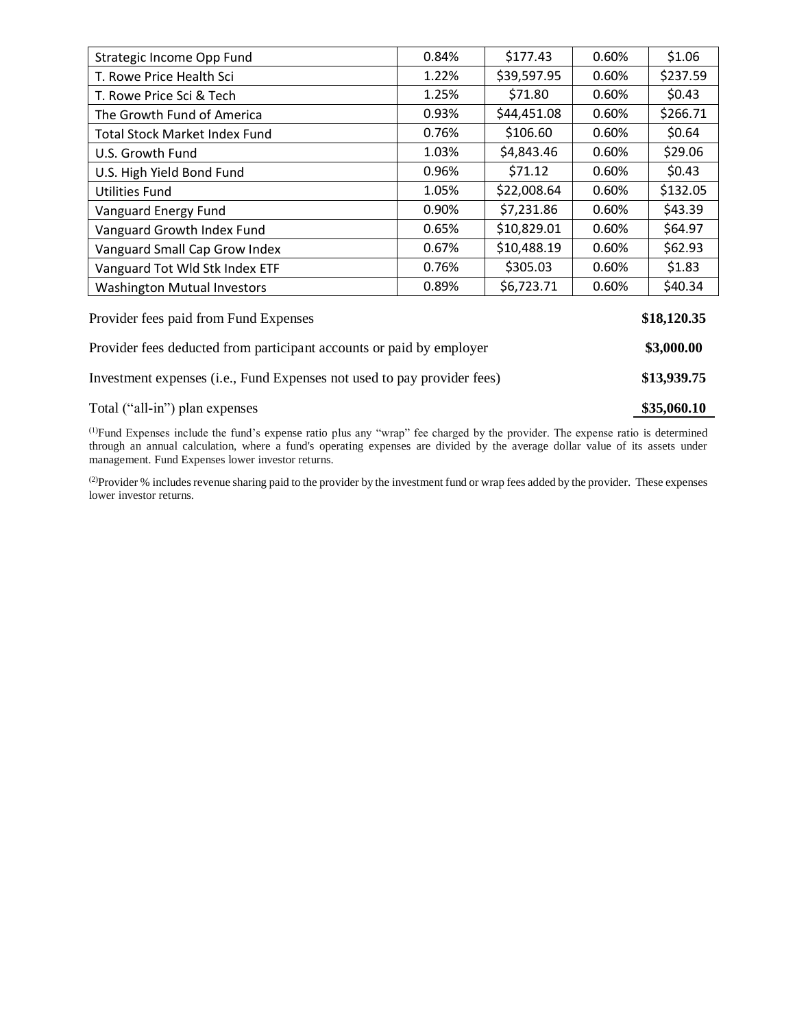| Strategic Income Opp Fund | 0.84% | $177.43 | 0.60% | $1.06 |
|---|---|---|---|---|
| T. Rowe Price Health Sci | 1.22% | $39,597.95 | 0.60% | $237.59 |
| T. Rowe Price Sci & Tech | 1.25% | $71.80 | 0.60% | $0.43 |
| The Growth Fund of America | 0.93% | $44,451.08 | 0.60% | $266.71 |
| Total Stock Market Index Fund | 0.76% | $106.60 | 0.60% | $0.64 |
| U.S. Growth Fund | 1.03% | $4,843.46 | 0.60% | $29.06 |
| U.S. High Yield Bond Fund | 0.96% | $71.12 | 0.60% | $0.43 |
| Utilities Fund | 1.05% | $22,008.64 | 0.60% | $132.05 |
| Vanguard Energy Fund | 0.90% | $7,231.86 | 0.60% | $43.39 |
| Vanguard Growth Index Fund | 0.65% | $10,829.01 | 0.60% | $64.97 |
| Vanguard Small Cap Grow Index | 0.67% | $10,488.19 | 0.60% | $62.93 |
| Vanguard Tot Wld Stk Index ETF | 0.76% | $305.03 | 0.60% | $1.83 |
| Washington Mutual Investors | 0.89% | $6,723.71 | 0.60% | $40.34 |

| | |
|---|---|
| Provider fees paid from Fund Expenses | **$18,120.35** |
| Provider fees deducted from participant accounts or paid by employer | **$3,000.00** |
| Investment expenses (i.e., Fund Expenses not used to pay provider fees) | **$13,939.75** |
| Total ("all-in") plan expenses | **$35,060.10** |

(1)Fund Expenses include the fund's expense ratio plus any "wrap" fee charged by the provider. The expense ratio is determined through an annual calculation, where a fund's operating expenses are divided by the average dollar value of its assets under management. Fund Expenses lower investor returns.

(2)Provider % includes revenue sharing paid to the provider by the investment fund or wrap fees added by the provider. These expenses lower investor returns.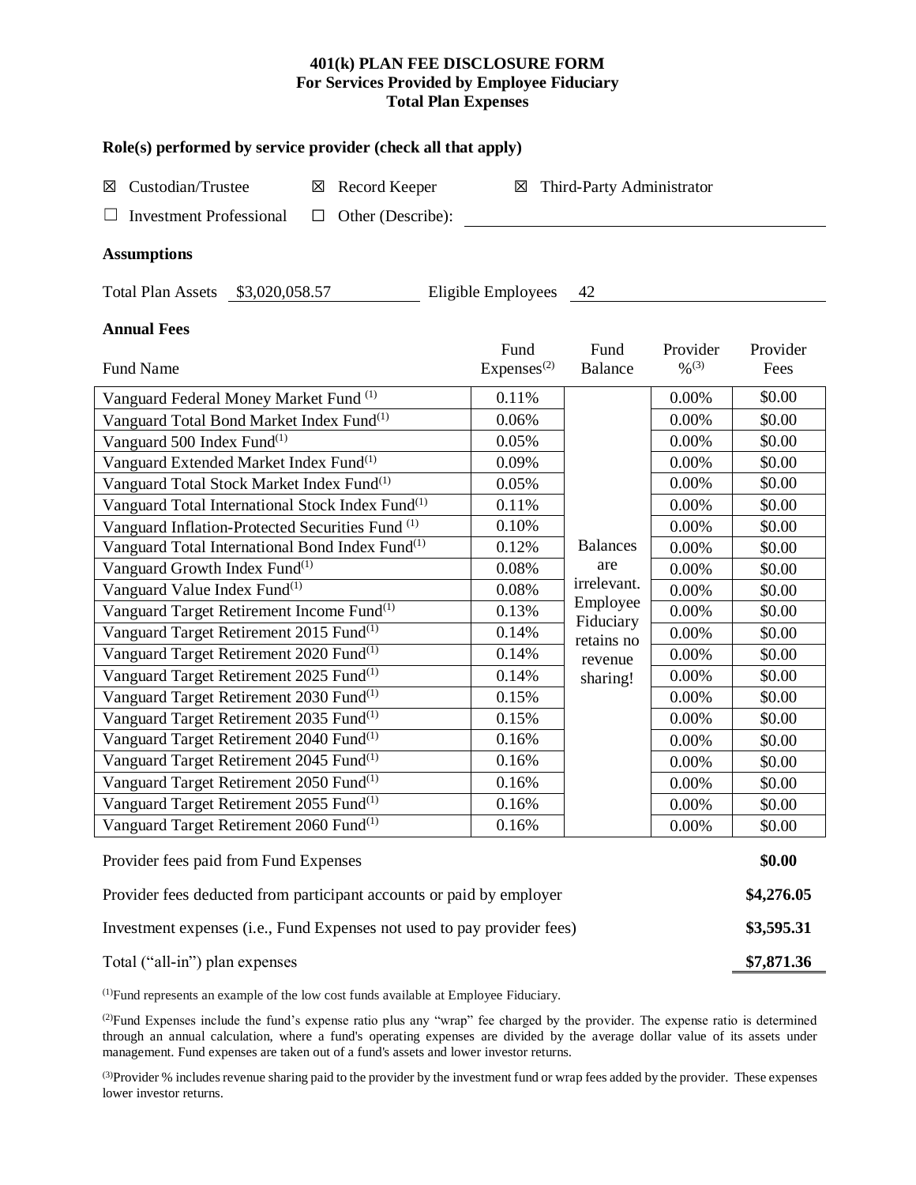**401(k) PLAN FEE DISCLOSURE FORM**
**For Services Provided by Employee Fiduciary**
**Total Plan Expenses**

### Role(s) performed by service provider (check all that apply)

☒ Custodian/Trustee ☒ Record Keeper ☒ Third-Party Administrator

☐ Investment Professional ☐ Other (Describe):

### Assumptions

Total Plan Assets $3,020,058.57 Eligible Employees 42

### Annual Fees

| Fund Name | Fund Expenses[2] | Fund Balance | Provider %[3] | Provider Fees |
|---|---|---|---|---|
| Vanguard Federal Money Market Fund [1] | 0.11% | Balances are irrelevant. Employee Fiduciary retains no revenue sharing! | 0.00% | $0.00 |
| Vanguard Total Bond Market Index Fund[1] | 0.06% | | 0.00% | $0.00 |
| Vanguard 500 Index Fund[1] | 0.05% | | 0.00% | $0.00 |
| Vanguard Extended Market Index Fund[1] | 0.09% | | 0.00% | $0.00 |
| Vanguard Total Stock Market Index Fund[1] | 0.05% | | 0.00% | $0.00 |
| Vanguard Total International Stock Index Fund[1] | 0.11% | | 0.00% | $0.00 |
| Vanguard Inflation-Protected Securities Fund [1] | 0.10% | | 0.00% | $0.00 |
| Vanguard Total International Bond Index Fund[1] | 0.12% | | 0.00% | $0.00 |
| Vanguard Growth Index Fund[1] | 0.08% | | 0.00% | $0.00 |
| Vanguard Value Index Fund[1] | 0.08% | | 0.00% | $0.00 |
| Vanguard Target Retirement Income Fund[1] | 0.13% | | 0.00% | $0.00 |
| Vanguard Target Retirement 2015 Fund[1] | 0.14% | | 0.00% | $0.00 |
| Vanguard Target Retirement 2020 Fund[1] | 0.14% | | 0.00% | $0.00 |
| Vanguard Target Retirement 2025 Fund[1] | 0.14% | | 0.00% | $0.00 |
| Vanguard Target Retirement 2030 Fund[1] | 0.15% | | 0.00% | $0.00 |
| Vanguard Target Retirement 2035 Fund[1] | 0.15% | | 0.00% | $0.00 |
| Vanguard Target Retirement 2040 Fund[1] | 0.16% | | 0.00% | $0.00 |
| Vanguard Target Retirement 2045 Fund[1] | 0.16% | | 0.00% | $0.00 |
| Vanguard Target Retirement 2050 Fund[1] | 0.16% | | 0.00% | $0.00 |
| Vanguard Target Retirement 2055 Fund[1] | 0.16% | | 0.00% | $0.00 |
| Vanguard Target Retirement 2060 Fund[1] | 0.16% | | 0.00% | $0.00 |

| | |
|---|---|
| Provider fees paid from Fund Expenses | **$0.00** |
| Provider fees deducted from participant accounts or paid by employer | **$4,276.05** |
| Investment expenses (i.e., Fund Expenses not used to pay provider fees) | **$3,595.31** |
| Total ("all-in") plan expenses | **$7,871.36** |

[1]Fund represents an example of the low cost funds available at Employee Fiduciary.

[2]Fund Expenses include the fund's expense ratio plus any "wrap" fee charged by the provider. The expense ratio is determined through an annual calculation, where a fund's operating expenses are divided by the average dollar value of its assets under management. Fund expenses are taken out of a fund's assets and lower investor returns.

[3]Provider % includes revenue sharing paid to the provider by the investment fund or wrap fees added by the provider. These expenses lower investor returns.